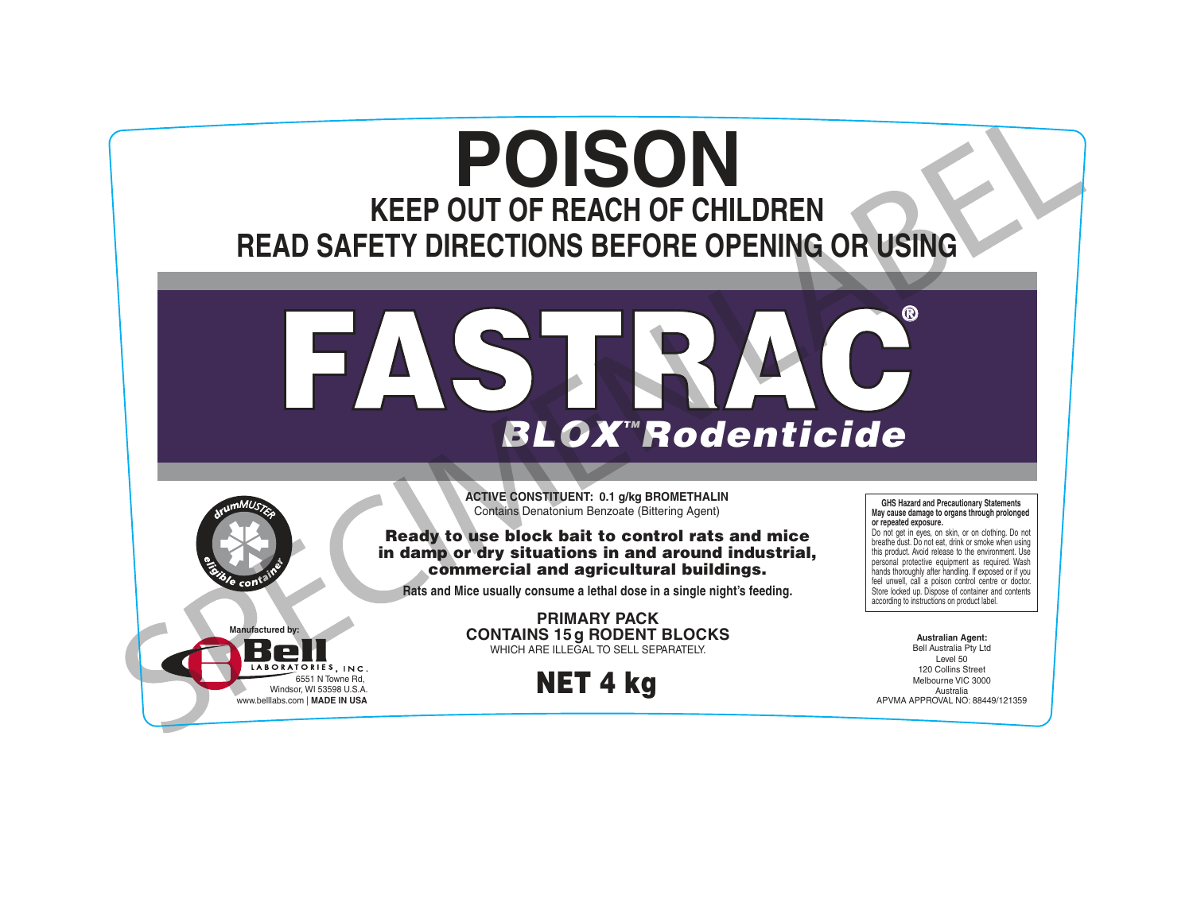# POISON

## KEEP OUT OF REACH OF CHILDREN

## READ SAFETY DIRECTIONS BEFORE OPENING OR USING

# FASTRAC®

## *BLOX™ Rodenticide*

**ACTIVE CONSTITUENT: 0.1 g/kg BROMETHALIN**
Contains Denatonium Benzoate (Bittering Agent)

**Ready to use block bait to control rats and mice in damp or dry situations in and around industrial, commercial and agricultural buildings.**

**Rats and Mice usually consume a lethal dose in a single night's feeding.**

**PRIMARY PACK**
**CONTAINS 15 g RODENT BLOCKS**
WHICH ARE ILLEGAL TO SELL SEPARATELY.

**NET 4 kg**

drumMUSTER eligible container

**GHS Hazard and Precautionary Statements**
**May cause damage to organs through prolonged or repeated exposure.**
Do not get in eyes, on skin, or on clothing. Do not breathe dust. Do not eat, drink or smoke when using this product. Avoid release to the environment. Use personal protective equipment as required. Wash hands thoroughly after handling. If exposed or if you feel unwell, call a poison control centre or doctor. Store locked up. Dispose of container and contents according to instructions on product label.

**Manufactured by:**
Bell LABORATORIES, INC.
6551 N Towne Rd,
Windsor, WI 53598 U.S.A.
www.belllabs.com | **MADE IN USA**

**Australian Agent:**
Bell Australia Pty Ltd
Level 50
120 Collins Street
Melbourne VIC 3000
Australia
APVMA APPROVAL NO: 88449/121359

SPECIMEN LABEL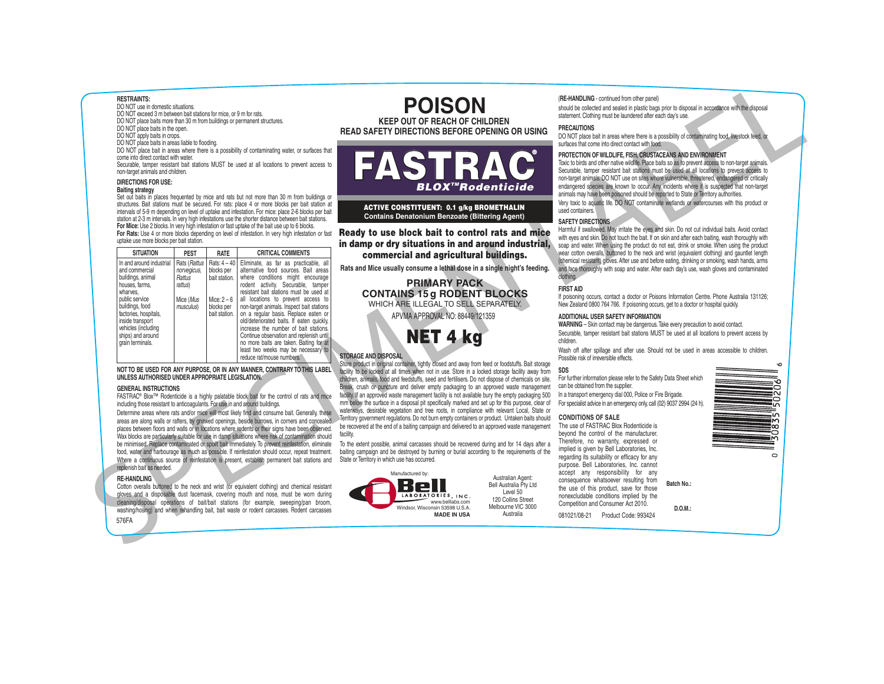**RESTRAINTS:**

DO NOT use in domestic situations.
DO NOT exceed 3 m between bait stations for mice, or 9 m for rats.
DO NOT place baits more than 30 m from buildings or permanent structures.
DO NOT place baits in the open.
DO NOT apply baits in crops.
DO NOT place baits in areas liable to flooding.
DO NOT place bait in areas where there is a possibility of contaminating water, or surfaces that come into direct contact with water.
Securable, tamper resistant bait stations MUST be used at all locations to prevent access to non-target animals and children.

**DIRECTIONS FOR USE:**

**Baiting strategy**

Set out baits in places frequented by mice and rats but not more than 30 m from buildings or structures. Bait stations must be secured. For rats: place 4 or more blocks per bait station at intervals of 5-9 m depending on level of uptake and infestation. For mice: place 2-6 blocks per bait station at 2-3 m intervals. In very high infestations use the shorter distance between bait stations.

**For Mice:** Use 2 blocks. In very high infestation or fast uptake of the bait use up to 6 blocks.

**For Rats:** Use 4 or more blocks depending on level of infestation. In very high infestation or fast uptake use more blocks per bait station.

| SITUATION | PEST | RATE | CRITICAL COMMENTS |
|---|---|---|---|
| In and around industrial and commercial buildings, animal houses, farms, wharves, public service buildings, food factories, hospitals, inside transport vehicles (including ships) and around grain terminals. | Rats (*Rattus norvegicus, Rattus rattus*)<br><br>Mice (*Mus musculus*) | Rats: 4 – 40 blocks per bait station.<br><br>Mice: 2 – 6 blocks per bait station. | Eliminate, as far as practicable, all alternative food sources. Bait areas where conditions might encourage rodent activity. Securable, tamper resistant bait stations must be used at all locations to prevent access to non-target animals. Inspect bait stations on a regular basis. Replace eaten or old/deteriorated baits. If eaten quickly, increase the number of bait stations. Continue observation and replenish until no more baits are taken. Baiting for at least two weeks may be necessary to reduce rat/mouse numbers. |

**NOT TO BE USED FOR ANY PURPOSE, OR IN ANY MANNER, CONTRARY TO THIS LABEL UNLESS AUTHORISED UNDER APPROPRIATE LEGISLATION.**

**GENERAL INSTRUCTIONS**

FASTRAC® Blox™ Rodenticide is a highly palatable block bait for the control of rats and mice including those resistant to anticoagulants. For use in and around buildings.

Determine areas where rats and/or mice will most likely find and consume bait. Generally, these areas are along walls or rafters, by gnawed openings, beside burrows, in corners and concealed places between floors and walls or in locations where rodents or their signs have been observed. Wax blocks are particularly suitable for use in damp situations where risk of contamination should be minimised. Replace contaminated or spoilt bait immediately. To prevent reinfestation, eliminate food, water and harbourage as much as possible. If reinfestation should occur, repeat treatment. Where a continuous source of reinfestation is present, establish permanent bait stations and replenish bait as needed.

**RE-HANDLING**

Cotton overalls buttoned to the neck and wrist (or equivalent clothing) and chemical resistant gloves and a disposable dust facemask, covering mouth and nose, must be worn during cleaning/disposal operations of bait/bait stations (for example, sweeping/pan broom, washing/hosing) and when rehandling bait, bait waste or rodent carcasses. Rodent carcasses

576FA

# POISON

**KEEP OUT OF REACH OF CHILDREN**
**READ SAFETY DIRECTIONS BEFORE OPENING OR USING**

# FASTRAC®

***BLOX™ Rodenticide***

**ACTIVE CONSTITUENT: 0.1 g/kg BROMETHALIN**
**Contains Denatonium Benzoate (Bittering Agent)**

**Ready to use block bait to control rats and mice in damp or dry situations in and around industrial, commercial and agricultural buildings.**

**Rats and Mice usually consume a lethal dose in a single night's feeding.**

**PRIMARY PACK**
**CONTAINS 15 g RODENT BLOCKS**
WHICH ARE ILLEGAL TO SELL SEPARATELY.

APVMA APPROVAL NO: 88449/121359

# NET 4 kg

**STORAGE AND DISPOSAL**

Store product in original container, tightly closed and away from feed or foodstuffs. Bait storage facility to be locked at all times when not in use. Store in a locked storage facility away from children, animals, food and feedstuffs, seed and fertilisers. Do not dispose of chemicals on site. Break, crush or puncture and deliver empty packaging to an approved waste management facility. If an approved waste management facility is not available bury the empty packaging 500 mm below the surface in a disposal pit specifically marked and set up for this purpose, clear of waterways, desirable vegetation and tree roots, in compliance with relevant Local, State or Territory government regulations. Do not burn empty containers or product. Untaken baits should be recovered at the end of a baiting campaign and delivered to an approved waste management facility.

To the extent possible, animal carcasses should be recovered during and for 14 days after a baiting campaign and be destroyed by burning or burial according to the requirements of the State or Territory in which use has occurred.

Manufactured by:
Bell LABORATORIES, INC.
www.belllabs.com
Windsor, Wisconsin 53598 U.S.A.
**MADE IN USA**

Australian Agent:
Bell Australia Pty Ltd
Level 50
120 Collins Street
Melbourne VIC 3000
Australia

(**RE-HANDLING** - continued from other panel)

should be collected and sealed in plastic bags prior to disposal in accordance with the disposal statement. Clothing must be laundered after each day's use.

**PRECAUTIONS**

DO NOT place bait in areas where there is a possibility of contaminating food, livestock feed, or surfaces that come into direct contact with food.

**PROTECTION OF WILDLIFE, FISH, CRUSTACEANS AND ENVIRONMENT**

Toxic to birds and other native wildlife. Place baits so as to prevent access to non-target animals. Securable, tamper resistant bait stations must be used at all locations to prevent access to non-target animals. DO NOT use on sites where vulnerable, threatened, endangered or critically endangered species are known to occur. Any incidents where it is suspected that non-target animals may have been poisoned should be reported to State or Territory authorities.

Very toxic to aquatic life. DO NOT contaminate wetlands or watercourses with this product or used containers.

**SAFETY DIRECTIONS**

Harmful if swallowed. May irritate the eyes and skin. Do not cut individual baits. Avoid contact with eyes and skin. Do not touch the bait. If on skin and after each baiting, wash thoroughly with soap and water. When using the product do not eat, drink or smoke. When using the product wear cotton overalls, buttoned to the neck and wrist (equivalent clothing) and gauntlet length (chemical resistant) gloves. After use and before eating, drinking or smoking, wash hands, arms and face thoroughly with soap and water. After each day's use, wash gloves and contaminated clothing.

**FIRST AID**

If poisoning occurs, contact a doctor or Poisons Information Centre. Phone Australia 131126; New Zealand 0800 764 766. If poisoning occurs, get to a doctor or hospital quickly.

**ADDITIONAL USER SAFETY INFORMATION**

**WARNING** – Skin contact may be dangerous. Take every precaution to avoid contact.

Securable, tamper resistant bait stations MUST be used at all locations to prevent access by children.

Wash off after spillage and after use. Should not be used in areas accessible to children. Possible risk of irreversible effects.

**SDS**

For further information please refer to the Safety Data Sheet which can be obtained from the supplier.

In a transport emergency dial 000, Police or Fire Brigade.

For specialist advice in an emergency only, call (02) 9037 2994 (24 h).

**CONDITIONS OF SALE**

The use of FASTRAC Blox Rodenticide is beyond the control of the manufacturer. Therefore, no warranty, expressed or implied is given by Bell Laboratories, Inc. regarding its suitability or efficacy for any purpose. Bell Laboratories, Inc. cannot accept any responsibility for any consequence whatsoever resulting from the use of this product, save for those nonexcludable conditions implied by the Competition and Consumer Act 2010.

081021/08-21 Product Code: 993424

**Batch No.:**

**D.O.M.:**

0 30835 50206 6

SPECIMEN LABEL